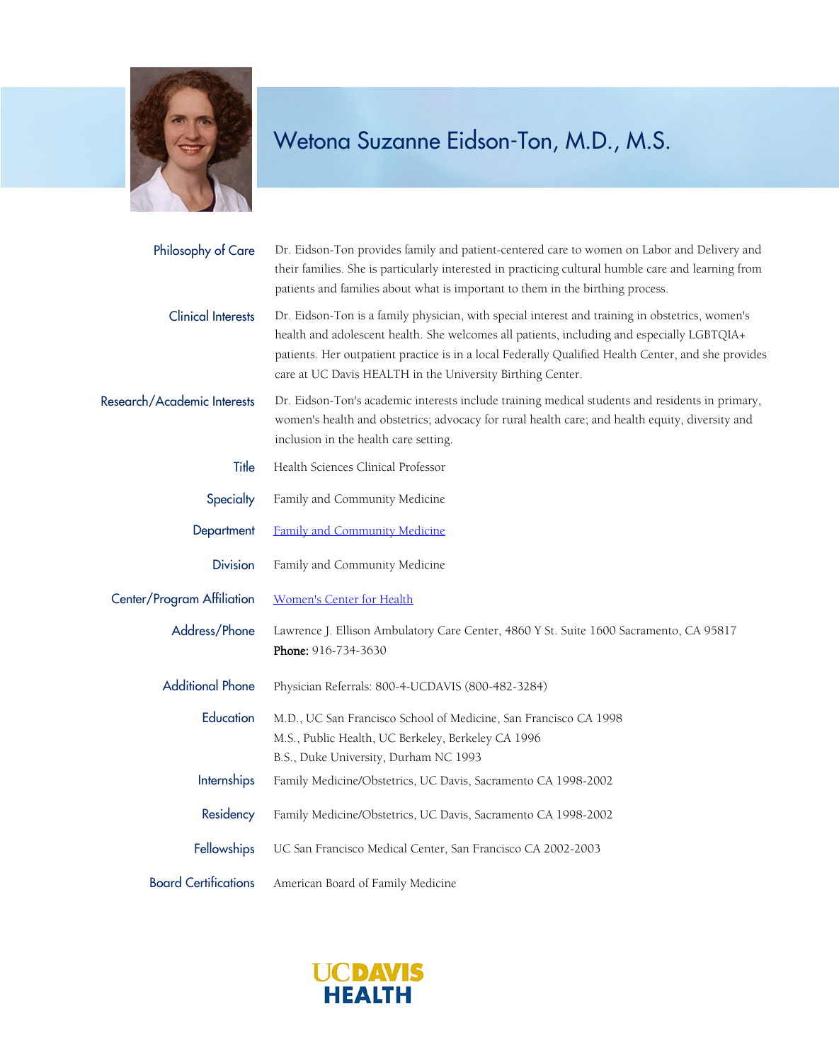# Wetona Suzanne Eidson-Ton, M.D., M.S.

**Philosophy of Care**
Dr. Eidson-Ton provides family and patient-centered care to women on Labor and Delivery and their families. She is particularly interested in practicing cultural humble care and learning from patients and families about what is important to them in the birthing process.

**Clinical Interests**
Dr. Eidson-Ton is a family physician, with special interest and training in obstetrics, women's health and adolescent health. She welcomes all patients, including and especially LGBTQIA+ patients. Her outpatient practice is in a local Federally Qualified Health Center, and she provides care at UC Davis HEALTH in the University Birthing Center.

**Research/Academic Interests**
Dr. Eidson-Ton's academic interests include training medical students and residents in primary, women's health and obstetrics; advocacy for rural health care; and health equity, diversity and inclusion in the health care setting.

**Title**
Health Sciences Clinical Professor

**Specialty**
Family and Community Medicine

**Department**
Family and Community Medicine

**Division**
Family and Community Medicine

**Center/Program Affiliation**
Women's Center for Health

**Address/Phone**
Lawrence J. Ellison Ambulatory Care Center, 4860 Y St. Suite 1600 Sacramento, CA 95817
**Phone:** 916-734-3630

**Additional Phone**
Physician Referrals: 800-4-UCDAVIS (800-482-3284)

**Education**
M.D., UC San Francisco School of Medicine, San Francisco CA 1998
M.S., Public Health, UC Berkeley, Berkeley CA 1996
B.S., Duke University, Durham NC 1993

**Internships**
Family Medicine/Obstetrics, UC Davis, Sacramento CA 1998-2002

**Residency**
Family Medicine/Obstetrics, UC Davis, Sacramento CA 1998-2002

**Fellowships**
UC San Francisco Medical Center, San Francisco CA 2002-2003

**Board Certifications**
American Board of Family Medicine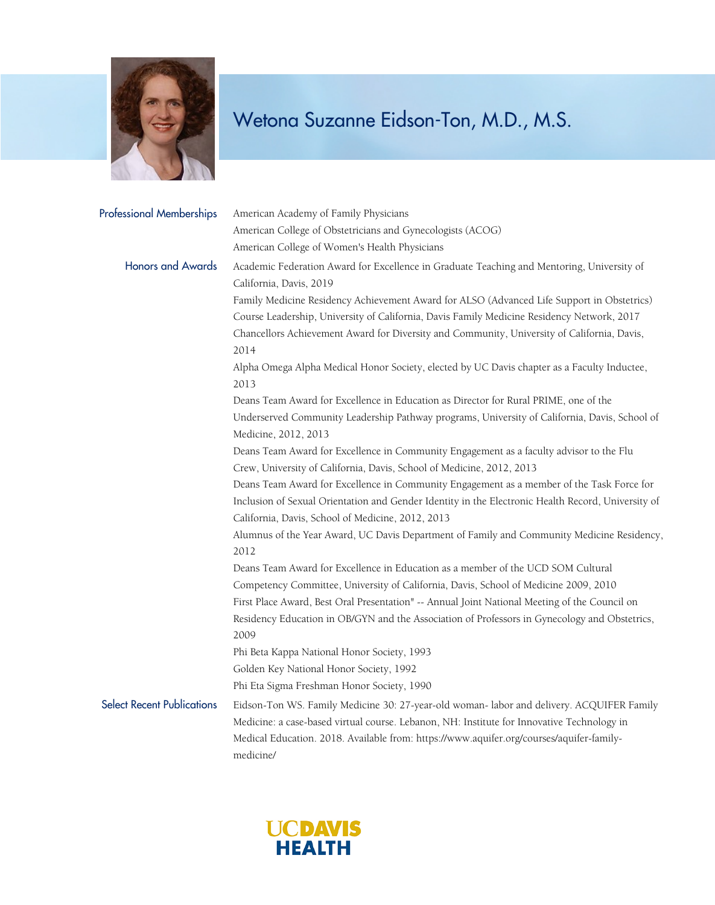# Wetona Suzanne Eidson-Ton, M.D., M.S.

## Professional Memberships

American Academy of Family Physicians
American College of Obstetricians and Gynecologists (ACOG)
American College of Women's Health Physicians

## Honors and Awards

Academic Federation Award for Excellence in Graduate Teaching and Mentoring, University of California, Davis, 2019

Family Medicine Residency Achievement Award for ALSO (Advanced Life Support in Obstetrics) Course Leadership, University of California, Davis Family Medicine Residency Network, 2017

Chancellors Achievement Award for Diversity and Community, University of California, Davis, 2014

Alpha Omega Alpha Medical Honor Society, elected by UC Davis chapter as a Faculty Inductee, 2013

Deans Team Award for Excellence in Education as Director for Rural PRIME, one of the Underserved Community Leadership Pathway programs, University of California, Davis, School of Medicine, 2012, 2013

Deans Team Award for Excellence in Community Engagement as a faculty advisor to the Flu Crew, University of California, Davis, School of Medicine, 2012, 2013

Deans Team Award for Excellence in Community Engagement as a member of the Task Force for Inclusion of Sexual Orientation and Gender Identity in the Electronic Health Record, University of California, Davis, School of Medicine, 2012, 2013

Alumnus of the Year Award, UC Davis Department of Family and Community Medicine Residency, 2012

Deans Team Award for Excellence in Education as a member of the UCD SOM Cultural Competency Committee, University of California, Davis, School of Medicine 2009, 2010

First Place Award, Best Oral Presentation" -- Annual Joint National Meeting of the Council on Residency Education in OB/GYN and the Association of Professors in Gynecology and Obstetrics, 2009

Phi Beta Kappa National Honor Society, 1993

Golden Key National Honor Society, 1992

Phi Eta Sigma Freshman Honor Society, 1990

## Select Recent Publications

Eidson-Ton WS. Family Medicine 30: 27-year-old woman- labor and delivery. ACQUIFER Family Medicine: a case-based virtual course. Lebanon, NH: Institute for Innovative Technology in Medical Education. 2018. Available from: https://www.aquifer.org/courses/aquifer-family-medicine/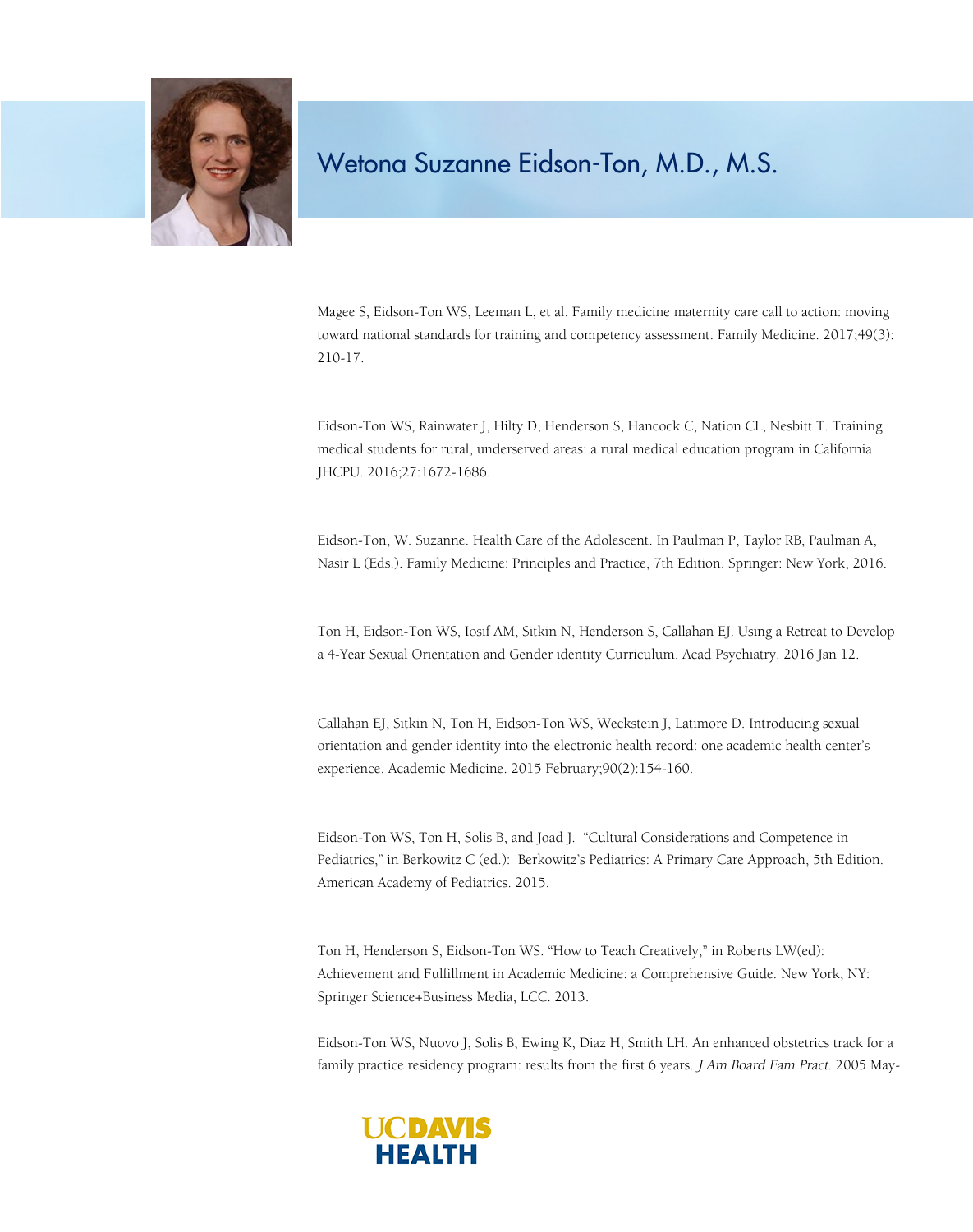# Wetona Suzanne Eidson-Ton, M.D., M.S.

Magee S, Eidson-Ton WS, Leeman L, et al. Family medicine maternity care call to action: moving toward national standards for training and competency assessment. Family Medicine. 2017;49(3): 210-17.

Eidson-Ton WS, Rainwater J, Hilty D, Henderson S, Hancock C, Nation CL, Nesbitt T. Training medical students for rural, underserved areas: a rural medical education program in California. JHCPU. 2016;27:1672-1686.

Eidson-Ton, W. Suzanne. Health Care of the Adolescent. In Paulman P, Taylor RB, Paulman A, Nasir L (Eds.). Family Medicine: Principles and Practice, 7th Edition. Springer: New York, 2016.

Ton H, Eidson-Ton WS, Iosif AM, Sitkin N, Henderson S, Callahan EJ. Using a Retreat to Develop a 4-Year Sexual Orientation and Gender identity Curriculum. Acad Psychiatry. 2016 Jan 12.

Callahan EJ, Sitkin N, Ton H, Eidson-Ton WS, Weckstein J, Latimore D. Introducing sexual orientation and gender identity into the electronic health record: one academic health center's experience. Academic Medicine. 2015 February;90(2):154-160.

Eidson-Ton WS, Ton H, Solis B, and Joad J. "Cultural Considerations and Competence in Pediatrics," in Berkowitz C (ed.): Berkowitz's Pediatrics: A Primary Care Approach, 5th Edition. American Academy of Pediatrics. 2015.

Ton H, Henderson S, Eidson-Ton WS. "How to Teach Creatively," in Roberts LW(ed): Achievement and Fulfillment in Academic Medicine: a Comprehensive Guide. New York, NY: Springer Science+Business Media, LCC. 2013.

Eidson-Ton WS, Nuovo J, Solis B, Ewing K, Diaz H, Smith LH. An enhanced obstetrics track for a family practice residency program: results from the first 6 years. *J Am Board Fam Pract.* 2005 May-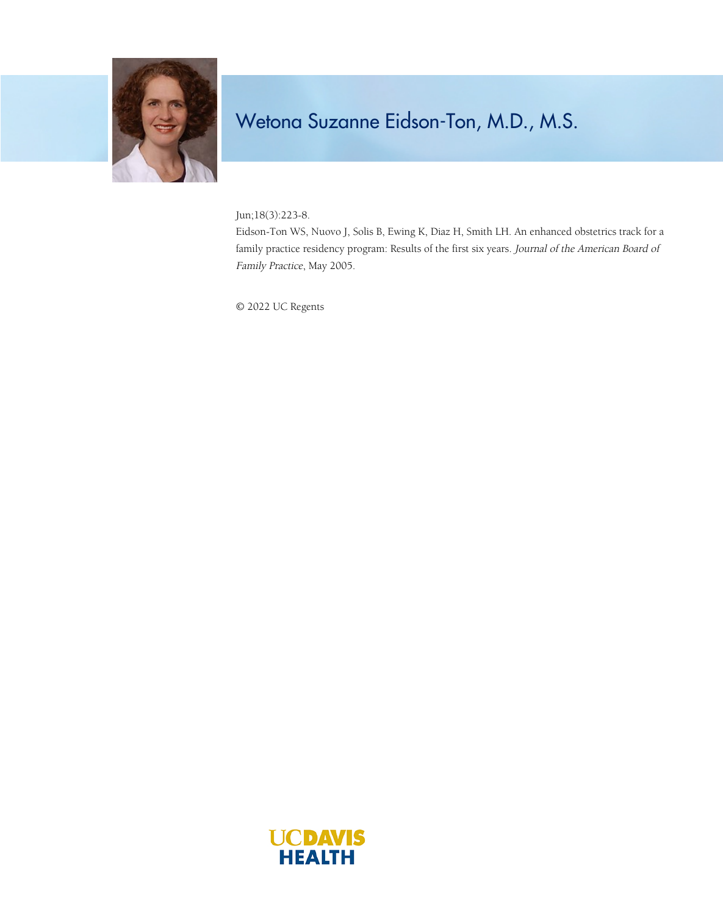# Wetona Suzanne Eidson-Ton, M.D., M.S.

Jun;18(3):223-8.

Eidson-Ton WS, Nuovo J, Solis B, Ewing K, Diaz H, Smith LH. An enhanced obstetrics track for a family practice residency program: Results of the first six years. *Journal of the American Board of Family Practice*, May 2005.

© 2022 UC Regents